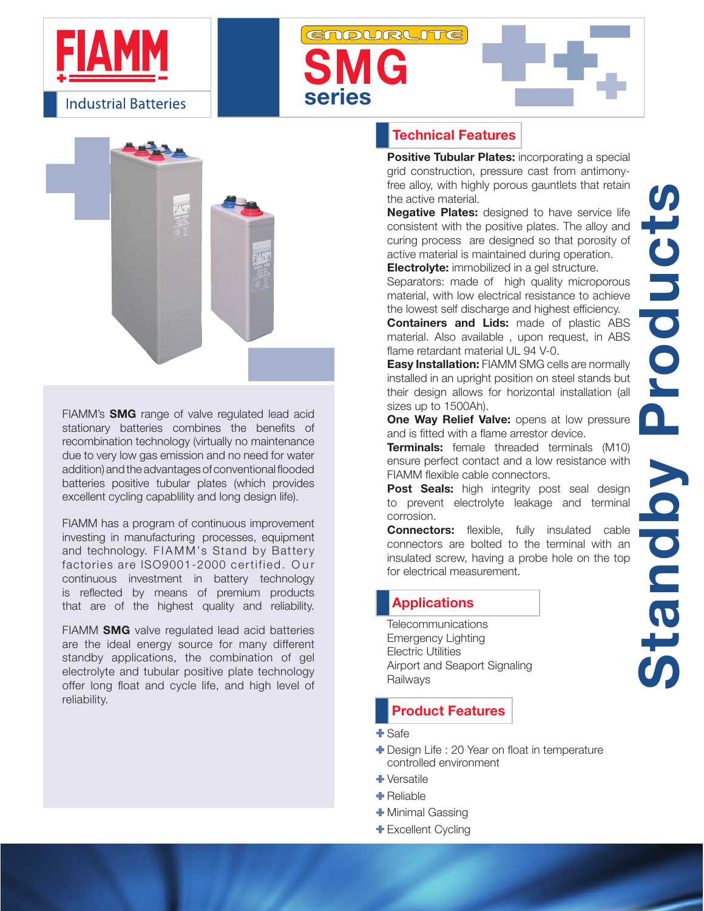# FIAMM

Industrial Batteries

ENDURLITE

# SMG series

Standby Products

FIAMM's **SMG** range of valve regulated lead acid stationary batteries combines the benefits of recombination technology (virtually no maintenance due to very low gas emission and no need for water addition) and the advantages of conventional flooded batteries positive tubular plates (which provides excellent cycling capablility and long design life).

FIAMM has a program of continuous improvement investing in manufacturing processes, equipment and technology. FIAMM's Stand by Battery factories are ISO9001-2000 certified. Our continuous investment in battery technology is reflected by means of premium products that are of the highest quality and reliability.

FIAMM **SMG** valve regulated lead acid batteries are the ideal energy source for many different standby applications, the combination of gel electrolyte and tubular positive plate technology offer long float and cycle life, and high level of reliability.

## Technical Features

**Positive Tubular Plates:** incorporating a special grid construction, pressure cast from antimony-free alloy, with highly porous gauntlets that retain the active material.
**Negative Plates:** designed to have service life consistent with the positive plates. The alloy and curing process are designed so that porosity of active material is maintained during operation.
**Electrolyte:** immobilized in a gel structure.
Separators: made of high quality microporous material, with low electrical resistance to achieve the lowest self discharge and highest efficiency.
**Containers and Lids:** made of plastic ABS material. Also available , upon request, in ABS flame retardant material UL 94 V-0.
**Easy Installation:** FIAMM SMG cells are normally installed in an upright position on steel stands but their design allows for horizontal installation (all sizes up to 1500Ah).
**One Way Relief Valve:** opens at low pressure and is fitted with a flame arrestor device.
**Terminals:** female threaded terminals (M10) ensure perfect contact and a low resistance with FIAMM flexible cable connectors.
**Post Seals:** high integrity post seal design to prevent electrolyte leakage and terminal corrosion.
**Connectors:** flexible, fully insulated cable connectors are bolted to the terminal with an insulated screw, having a probe hole on the top for electrical measurement.

## Applications

Telecommunications
Emergency Lighting
Electric Utilities
Airport and Seaport Signaling
Railways

## Product Features

- Safe
- Design Life : 20 Year on float in temperature controlled environment
- Versatile
- Reliable
- Minimal Gassing
- Excellent Cycling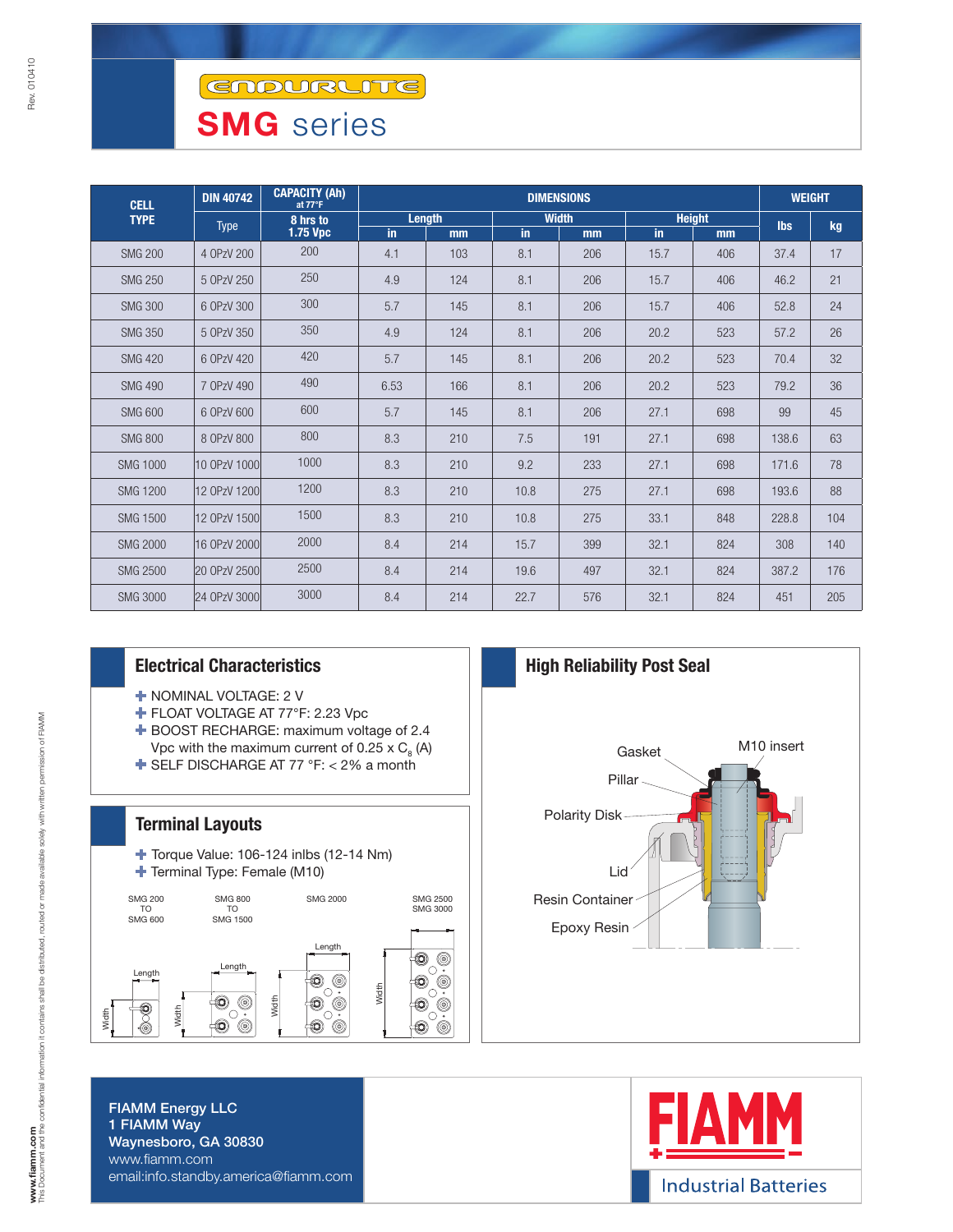# ENDURLITE

# SMG series

| CELL TYPE | DIN 40742 | CAPACITY (Ah) at 77°F | DIMENSIONS | | | | | | WEIGHT | |
|---|---|---|---|---|---|---|---|---|---|---|
| | Type | 8 hrs to 1.75 Vpc | Length | | Width | | Height | | lbs | kg |
| | | | in | mm | in | mm | in | mm | | |
| SMG 200 | 4 OPzV 200 | 200 | 4.1 | 103 | 8.1 | 206 | 15.7 | 406 | 37.4 | 17 |
| SMG 250 | 5 OPzV 250 | 250 | 4.9 | 124 | 8.1 | 206 | 15.7 | 406 | 46.2 | 21 |
| SMG 300 | 6 OPzV 300 | 300 | 5.7 | 145 | 8.1 | 206 | 15.7 | 406 | 52.8 | 24 |
| SMG 350 | 5 OPzV 350 | 350 | 4.9 | 124 | 8.1 | 206 | 20.2 | 523 | 57.2 | 26 |
| SMG 420 | 6 OPzV 420 | 420 | 5.7 | 145 | 8.1 | 206 | 20.2 | 523 | 70.4 | 32 |
| SMG 490 | 7 OPzV 490 | 490 | 6.53 | 166 | 8.1 | 206 | 20.2 | 523 | 79.2 | 36 |
| SMG 600 | 6 OPzV 600 | 600 | 5.7 | 145 | 8.1 | 206 | 27.1 | 698 | 99 | 45 |
| SMG 800 | 8 OPzV 800 | 800 | 8.3 | 210 | 7.5 | 191 | 27.1 | 698 | 138.6 | 63 |
| SMG 1000 | 10 OPzV 1000 | 1000 | 8.3 | 210 | 9.2 | 233 | 27.1 | 698 | 171.6 | 78 |
| SMG 1200 | 12 OPzV 1200 | 1200 | 8.3 | 210 | 10.8 | 275 | 27.1 | 698 | 193.6 | 88 |
| SMG 1500 | 12 OPzV 1500 | 1500 | 8.3 | 210 | 10.8 | 275 | 33.1 | 848 | 228.8 | 104 |
| SMG 2000 | 16 OPzV 2000 | 2000 | 8.4 | 214 | 15.7 | 399 | 32.1 | 824 | 308 | 140 |
| SMG 2500 | 20 OPzV 2500 | 2500 | 8.4 | 214 | 19.6 | 497 | 32.1 | 824 | 387.2 | 176 |
| SMG 3000 | 24 OPzV 3000 | 3000 | 8.4 | 214 | 22.7 | 576 | 32.1 | 824 | 451 | 205 |

## Electrical Characteristics

- NOMINAL VOLTAGE: 2 V
- FLOAT VOLTAGE AT 77°F: 2.23 Vpc
- BOOST RECHARGE: maximum voltage of 2.4 Vpc with the maximum current of 0.25 x $C_8$ (A)
- SELF DISCHARGE AT 77 °F: < 2% a month

## Terminal Layouts

- Torque Value: 106-124 inlbs (12-14 Nm)
- Terminal Type: Female (M10)

SMG 200 TO SMG 600

SMG 800 TO SMG 1500

SMG 2000

SMG 2500 SMG 3000

Length

Width

## High Reliability Post Seal

Gasket

M10 insert

Pillar

Polarity Disk

Lid

Resin Container

Epoxy Resin

FIAMM Energy LLC
1 FIAMM Way
Waynesboro, GA 30830
www.fiamm.com
email:info.standby.america@fiamm.com

FIAMM

Industrial Batteries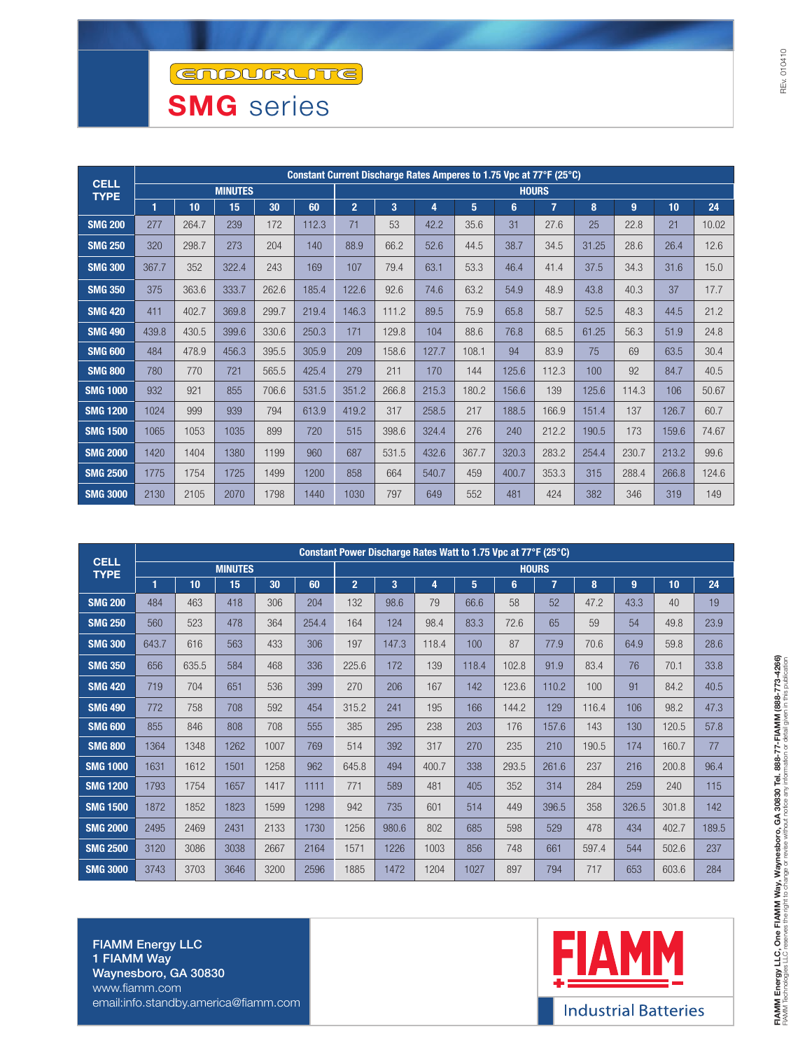# ENDURLITE

# SMG series

| CELL TYPE | Constant Current Discharge Rates Amperes to 1.75 Vpc at 77°F (25°C) | | | | | | | | | | | | | | |
|---|---|---|---|---|---|---|---|---|---|---|---|---|---|---|---|
| | MINUTES | | | | | HOURS | | | | | | | | | |
| | 1 | 10 | 15 | 30 | 60 | 2 | 3 | 4 | 5 | 6 | 7 | 8 | 9 | 10 | 24 |
| SMG 200 | 277 | 264.7 | 239 | 172 | 112.3 | 71 | 53 | 42.2 | 35.6 | 31 | 27.6 | 25 | 22.8 | 21 | 10.02 |
| SMG 250 | 320 | 298.7 | 273 | 204 | 140 | 88.9 | 66.2 | 52.6 | 44.5 | 38.7 | 34.5 | 31.25 | 28.6 | 26.4 | 12.6 |
| SMG 300 | 367.7 | 352 | 322.4 | 243 | 169 | 107 | 79.4 | 63.1 | 53.3 | 46.4 | 41.4 | 37.5 | 34.3 | 31.6 | 15.0 |
| SMG 350 | 375 | 363.6 | 333.7 | 262.6 | 185.4 | 122.6 | 92.6 | 74.6 | 63.2 | 54.9 | 48.9 | 43.8 | 40.3 | 37 | 17.7 |
| SMG 420 | 411 | 402.7 | 369.8 | 299.7 | 219.4 | 146.3 | 111.2 | 89.5 | 75.9 | 65.8 | 58.7 | 52.5 | 48.3 | 44.5 | 21.2 |
| SMG 490 | 439.8 | 430.5 | 399.6 | 330.6 | 250.3 | 171 | 129.8 | 104 | 88.6 | 76.8 | 68.5 | 61.25 | 56.3 | 51.9 | 24.8 |
| SMG 600 | 484 | 478.9 | 456.3 | 395.5 | 305.9 | 209 | 158.6 | 127.7 | 108.1 | 94 | 83.9 | 75 | 69 | 63.5 | 30.4 |
| SMG 800 | 780 | 770 | 721 | 565.5 | 425.4 | 279 | 211 | 170 | 144 | 125.6 | 112.3 | 100 | 92 | 84.7 | 40.5 |
| SMG 1000 | 932 | 921 | 855 | 706.6 | 531.5 | 351.2 | 266.8 | 215.3 | 180.2 | 156.6 | 139 | 125.6 | 114.3 | 106 | 50.67 |
| SMG 1200 | 1024 | 999 | 939 | 794 | 613.9 | 419.2 | 317 | 258.5 | 217 | 188.5 | 166.9 | 151.4 | 137 | 126.7 | 60.7 |
| SMG 1500 | 1065 | 1053 | 1035 | 899 | 720 | 515 | 398.6 | 324.4 | 276 | 240 | 212.2 | 190.5 | 173 | 159.6 | 74.67 |
| SMG 2000 | 1420 | 1404 | 1380 | 1199 | 960 | 687 | 531.5 | 432.6 | 367.7 | 320.3 | 283.2 | 254.4 | 230.7 | 213.2 | 99.6 |
| SMG 2500 | 1775 | 1754 | 1725 | 1499 | 1200 | 858 | 664 | 540.7 | 459 | 400.7 | 353.3 | 315 | 288.4 | 266.8 | 124.6 |
| SMG 3000 | 2130 | 2105 | 2070 | 1798 | 1440 | 1030 | 797 | 649 | 552 | 481 | 424 | 382 | 346 | 319 | 149 |

| CELL TYPE | Constant Power Discharge Rates Watt to 1.75 Vpc at 77°F (25°C) | | | | | | | | | | | | | | |
|---|---|---|---|---|---|---|---|---|---|---|---|---|---|---|---|
| | MINUTES | | | | | HOURS | | | | | | | | | |
| | 1 | 10 | 15 | 30 | 60 | 2 | 3 | 4 | 5 | 6 | 7 | 8 | 9 | 10 | 24 |
| SMG 200 | 484 | 463 | 418 | 306 | 204 | 132 | 98.6 | 79 | 66.6 | 58 | 52 | 47.2 | 43.3 | 40 | 19 |
| SMG 250 | 560 | 523 | 478 | 364 | 254.4 | 164 | 124 | 98.4 | 83.3 | 72.6 | 65 | 59 | 54 | 49.8 | 23.9 |
| SMG 300 | 643.7 | 616 | 563 | 433 | 306 | 197 | 147.3 | 118.4 | 100 | 87 | 77.9 | 70.6 | 64.9 | 59.8 | 28.6 |
| SMG 350 | 656 | 635.5 | 584 | 468 | 336 | 225.6 | 172 | 139 | 118.4 | 102.8 | 91.9 | 83.4 | 76 | 70.1 | 33.8 |
| SMG 420 | 719 | 704 | 651 | 536 | 399 | 270 | 206 | 167 | 142 | 123.6 | 110.2 | 100 | 91 | 84.2 | 40.5 |
| SMG 490 | 772 | 758 | 708 | 592 | 454 | 315.2 | 241 | 195 | 166 | 144.2 | 129 | 116.4 | 106 | 98.2 | 47.3 |
| SMG 600 | 855 | 846 | 808 | 708 | 555 | 385 | 295 | 238 | 203 | 176 | 157.6 | 143 | 130 | 120.5 | 57.8 |
| SMG 800 | 1364 | 1348 | 1262 | 1007 | 769 | 514 | 392 | 317 | 270 | 235 | 210 | 190.5 | 174 | 160.7 | 77 |
| SMG 1000 | 1631 | 1612 | 1501 | 1258 | 962 | 645.8 | 494 | 400.7 | 338 | 293.5 | 261.6 | 237 | 216 | 200.8 | 96.4 |
| SMG 1200 | 1793 | 1754 | 1657 | 1417 | 1111 | 771 | 589 | 481 | 405 | 352 | 314 | 284 | 259 | 240 | 115 |
| SMG 1500 | 1872 | 1852 | 1823 | 1599 | 1298 | 942 | 735 | 601 | 514 | 449 | 396.5 | 358 | 326.5 | 301.8 | 142 |
| SMG 2000 | 2495 | 2469 | 2431 | 2133 | 1730 | 1256 | 980.6 | 802 | 685 | 598 | 529 | 478 | 434 | 402.7 | 189.5 |
| SMG 2500 | 3120 | 3086 | 3038 | 2667 | 2164 | 1571 | 1226 | 1003 | 856 | 748 | 661 | 597.4 | 544 | 502.6 | 237 |
| SMG 3000 | 3743 | 3703 | 3646 | 3200 | 2596 | 1885 | 1472 | 1204 | 1027 | 897 | 794 | 717 | 653 | 603.6 | 284 |

**FIAMM Energy LLC**
**1 FIAMM Way**
**Waynesboro, GA 30830**
www.fiamm.com
email:info.standby.america@fiamm.com

FIAMM

Industrial Batteries

**FIAMM Energy LLC, One FIAMM Way, Waynesboro, GA 30830 Tel. 888-77-FIAMM (888-773-4266)**
FIAMM Technologies LLC reserves the right to change or revise without notice any information or detail given in this publication

REv. 010410